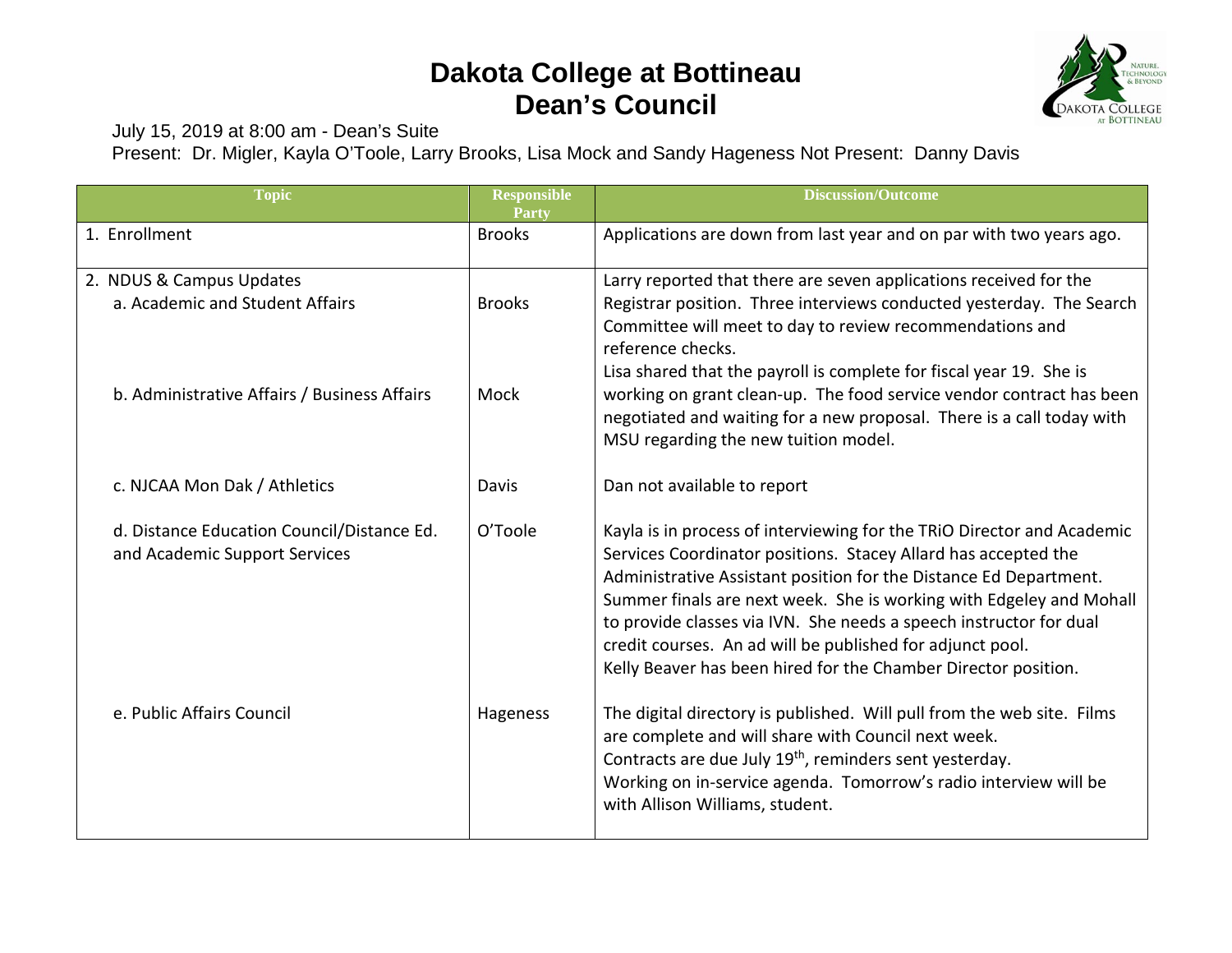# Dakota College at Bottineau
# Dean's Council

July 15, 2019 at 8:00 am - Dean's Suite
Present: Dr. Migler, Kayla O'Toole, Larry Brooks, Lisa Mock and Sandy Hageness Not Present: Danny Davis

| Topic | Responsible Party | Discussion/Outcome |
|---|---|---|
| 1. Enrollment | Brooks | Applications are down from last year and on par with two years ago. |
| 2. NDUS & Campus Updates<br>a. Academic and Student Affairs | Brooks | Larry reported that there are seven applications received for the Registrar position. Three interviews conducted yesterday. The Search Committee will meet to day to review recommendations and reference checks. |
| b. Administrative Affairs / Business Affairs | Mock | Lisa shared that the payroll is complete for fiscal year 19. She is working on grant clean-up. The food service vendor contract has been negotiated and waiting for a new proposal. There is a call today with MSU regarding the new tuition model. |
| c. NJCAA Mon Dak / Athletics | Davis | Dan not available to report |
| d. Distance Education Council/Distance Ed. and Academic Support Services | O'Toole | Kayla is in process of interviewing for the TRiO Director and Academic Services Coordinator positions. Stacey Allard has accepted the Administrative Assistant position for the Distance Ed Department. Summer finals are next week. She is working with Edgeley and Mohall to provide classes via IVN. She needs a speech instructor for dual credit courses. An ad will be published for adjunct pool.<br>Kelly Beaver has been hired for the Chamber Director position. |
| e. Public Affairs Council | Hageness | The digital directory is published. Will pull from the web site. Films are complete and will share with Council next week.<br>Contracts are due July 19th, reminders sent yesterday.<br>Working on in-service agenda. Tomorrow's radio interview will be with Allison Williams, student. |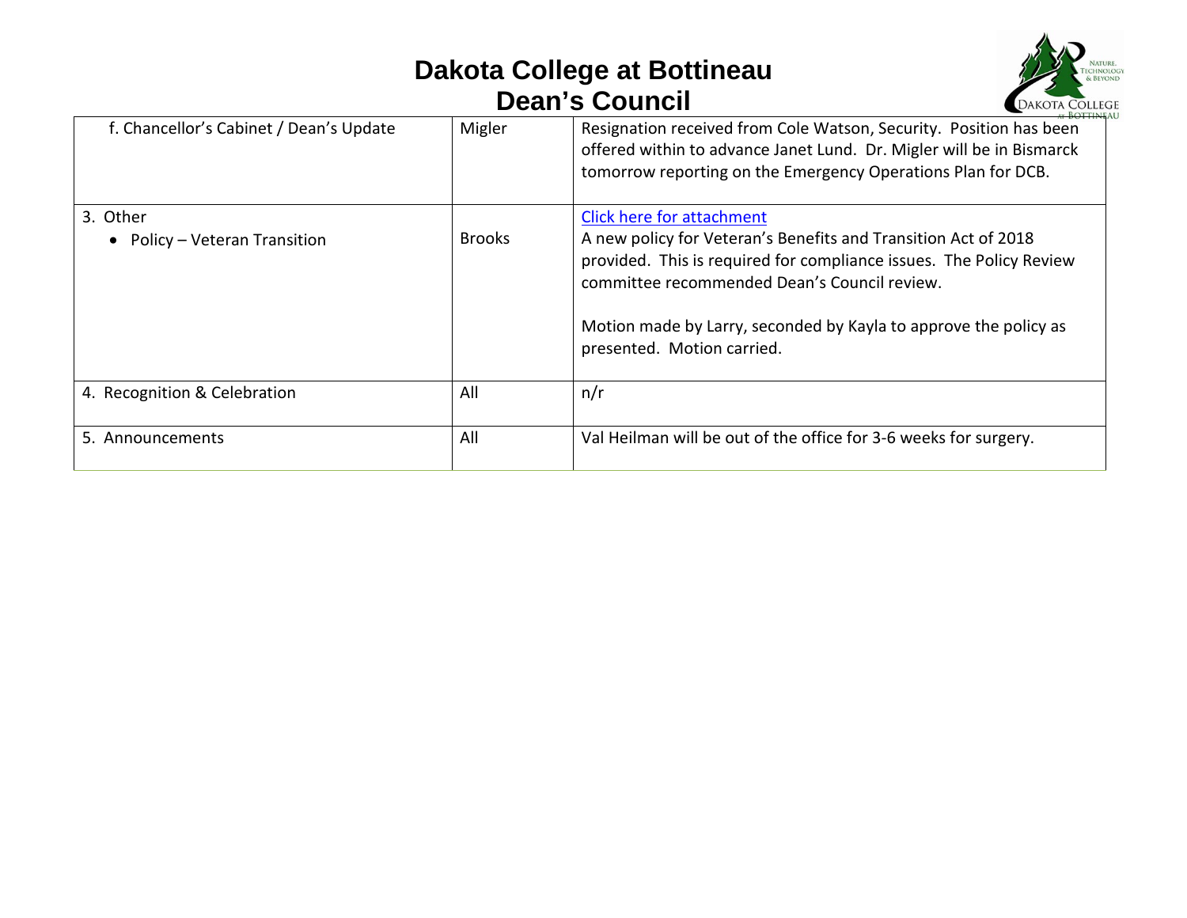# Dakota College at Bottineau
## Dean's Council

| | | |
|---|---|---|
| f. Chancellor's Cabinet / Dean's Update | Migler | Resignation received from Cole Watson, Security. Position has been offered within to advance Janet Lund. Dr. Migler will be in Bismarck tomorrow reporting on the Emergency Operations Plan for DCB. |
| 3. Other<br>• Policy – Veteran Transition | Brooks | Click here for attachment<br>A new policy for Veteran's Benefits and Transition Act of 2018 provided. This is required for compliance issues. The Policy Review committee recommended Dean's Council review.<br><br>Motion made by Larry, seconded by Kayla to approve the policy as presented. Motion carried. |
| 4. Recognition & Celebration | All | n/r |
| 5. Announcements | All | Val Heilman will be out of the office for 3-6 weeks for surgery. |